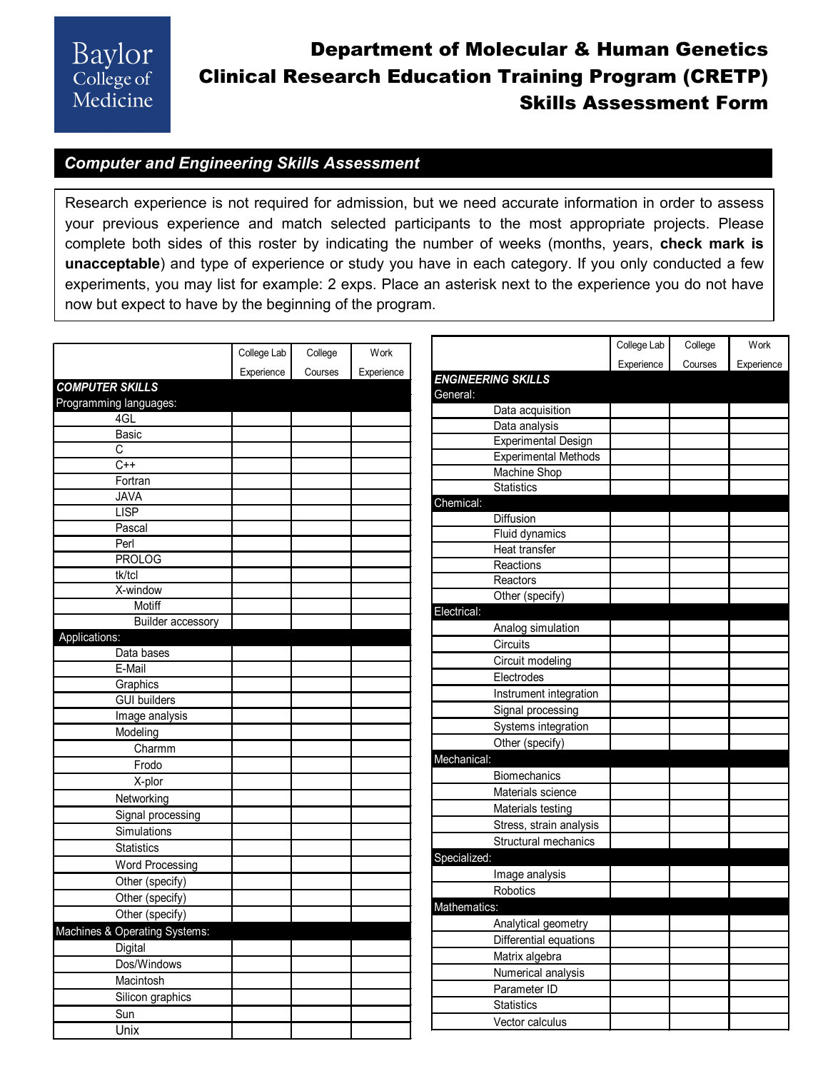# Department of Molecular & Human Genetics
# Clinical Research Education Training Program (CRETP)
# Skills Assessment Form

## *Computer and Engineering Skills Assessment*

Research experience is not required for admission, but we need accurate information in order to assess your previous experience and match selected participants to the most appropriate projects. Please complete both sides of this roster by indicating the number of weeks (months, years, **check mark is unacceptable**) and type of experience or study you have in each category. If you only conducted a few experiments, you may list for example: 2 exps. Place an asterisk next to the experience you do not have now but expect to have by the beginning of the program.

| | College Lab Experience | College Courses | Work Experience |
|---|---|---|---|
| ***COMPUTER SKILLS*** | | | |
| Programming languages: | | | |
| 4GL | | | |
| Basic | | | |
| C | | | |
| C++ | | | |
| Fortran | | | |
| JAVA | | | |
| LISP | | | |
| Pascal | | | |
| Perl | | | |
| PROLOG | | | |
| tk/tcl | | | |
| X-window | | | |
| Motiff | | | |
| Builder accessory | | | |
| Applications: | | | |
| Data bases | | | |
| E-Mail | | | |
| Graphics | | | |
| GUI builders | | | |
| Image analysis | | | |
| Modeling | | | |
| Charmm | | | |
| Frodo | | | |
| X-plor | | | |
| Networking | | | |
| Signal processing | | | |
| Simulations | | | |
| Statistics | | | |
| Word Processing | | | |
| Other (specify) | | | |
| Other (specify) | | | |
| Other (specify) | | | |
| Machines & Operating Systems: | | | |
| Digital | | | |
| Dos/Windows | | | |
| Macintosh | | | |
| Silicon graphics | | | |
| Sun | | | |
| Unix | | | |

| | College Lab Experience | College Courses | Work Experience |
|---|---|---|---|
| ***ENGINEERING SKILLS*** | | | |
| General: | | | |
| Data acquisition | | | |
| Data analysis | | | |
| Experimental Design | | | |
| Experimental Methods | | | |
| Machine Shop | | | |
| Statistics | | | |
| Chemical: | | | |
| Diffusion | | | |
| Fluid dynamics | | | |
| Heat transfer | | | |
| Reactions | | | |
| Reactors | | | |
| Other (specify) | | | |
| Electrical: | | | |
| Analog simulation | | | |
| Circuits | | | |
| Circuit modeling | | | |
| Electrodes | | | |
| Instrument integration | | | |
| Signal processing | | | |
| Systems integration | | | |
| Other (specify) | | | |
| Mechanical: | | | |
| Biomechanics | | | |
| Materials science | | | |
| Materials testing | | | |
| Stress, strain analysis | | | |
| Structural mechanics | | | |
| Specialized: | | | |
| Image analysis | | | |
| Robotics | | | |
| Mathematics: | | | |
| Analytical geometry | | | |
| Differential equations | | | |
| Matrix algebra | | | |
| Numerical analysis | | | |
| Parameter ID | | | |
| Statistics | | | |
| Vector calculus | | | |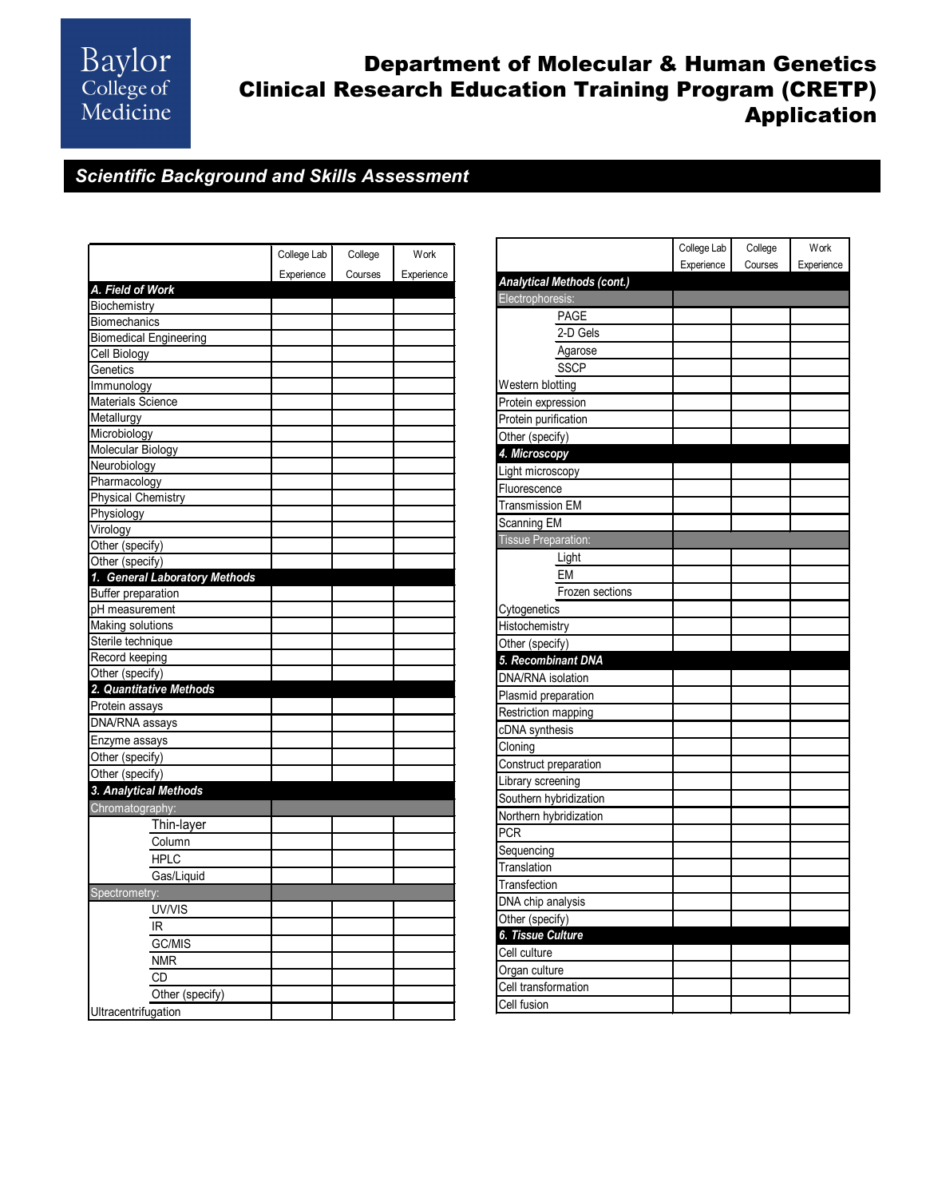# Department of Molecular & Human Genetics Clinical Research Education Training Program (CRETP) Application

## Scientific Background and Skills Assessment

| | College Lab Experience | College Courses | Work Experience |
|---|---|---|---|
| ***A. Field of Work*** | | | |
| Biochemistry | | | |
| Biomechanics | | | |
| Biomedical Engineering | | | |
| Cell Biology | | | |
| Genetics | | | |
| Immunology | | | |
| Materials Science | | | |
| Metallurgy | | | |
| Microbiology | | | |
| Molecular Biology | | | |
| Neurobiology | | | |
| Pharmacology | | | |
| Physical Chemistry | | | |
| Physiology | | | |
| Virology | | | |
| Other (specify) | | | |
| Other (specify) | | | |
| ***1. General Laboratory Methods*** | | | |
| Buffer preparation | | | |
| pH measurement | | | |
| Making solutions | | | |
| Sterile technique | | | |
| Record keeping | | | |
| Other (specify) | | | |
| ***2. Quantitative Methods*** | | | |
| Protein assays | | | |
| DNA/RNA assays | | | |
| Enzyme assays | | | |
| Other (specify) | | | |
| Other (specify) | | | |
| ***3. Analytical Methods*** | | | |
| Chromatography: | | | |
| Thin-layer | | | |
| Column | | | |
| HPLC | | | |
| Gas/Liquid | | | |
| Spectrometry: | | | |
| UV/VIS | | | |
| IR | | | |
| GC/MIS | | | |
| NMR | | | |
| CD | | | |
| Other (specify) | | | |
| Ultracentrifugation | | | |

| | College Lab Experience | College Courses | Work Experience |
|---|---|---|---|
| ***Analytical Methods (cont.)*** | | | |
| Electrophoresis: | | | |
| PAGE | | | |
| 2-D Gels | | | |
| Agarose | | | |
| SSCP | | | |
| Western blotting | | | |
| Protein expression | | | |
| Protein purification | | | |
| Other (specify) | | | |
| ***4. Microscopy*** | | | |
| Light microscopy | | | |
| Fluorescence | | | |
| Transmission EM | | | |
| Scanning EM | | | |
| Tissue Preparation: | | | |
| Light | | | |
| EM | | | |
| Frozen sections | | | |
| Cytogenetics | | | |
| Histochemistry | | | |
| Other (specify) | | | |
| ***5. Recombinant DNA*** | | | |
| DNA/RNA isolation | | | |
| Plasmid preparation | | | |
| Restriction mapping | | | |
| cDNA synthesis | | | |
| Cloning | | | |
| Construct preparation | | | |
| Library screening | | | |
| Southern hybridization | | | |
| Northern hybridization | | | |
| PCR | | | |
| Sequencing | | | |
| Translation | | | |
| Transfection | | | |
| DNA chip analysis | | | |
| Other (specify) | | | |
| ***6. Tissue Culture*** | | | |
| Cell culture | | | |
| Organ culture | | | |
| Cell transformation | | | |
| Cell fusion | | | |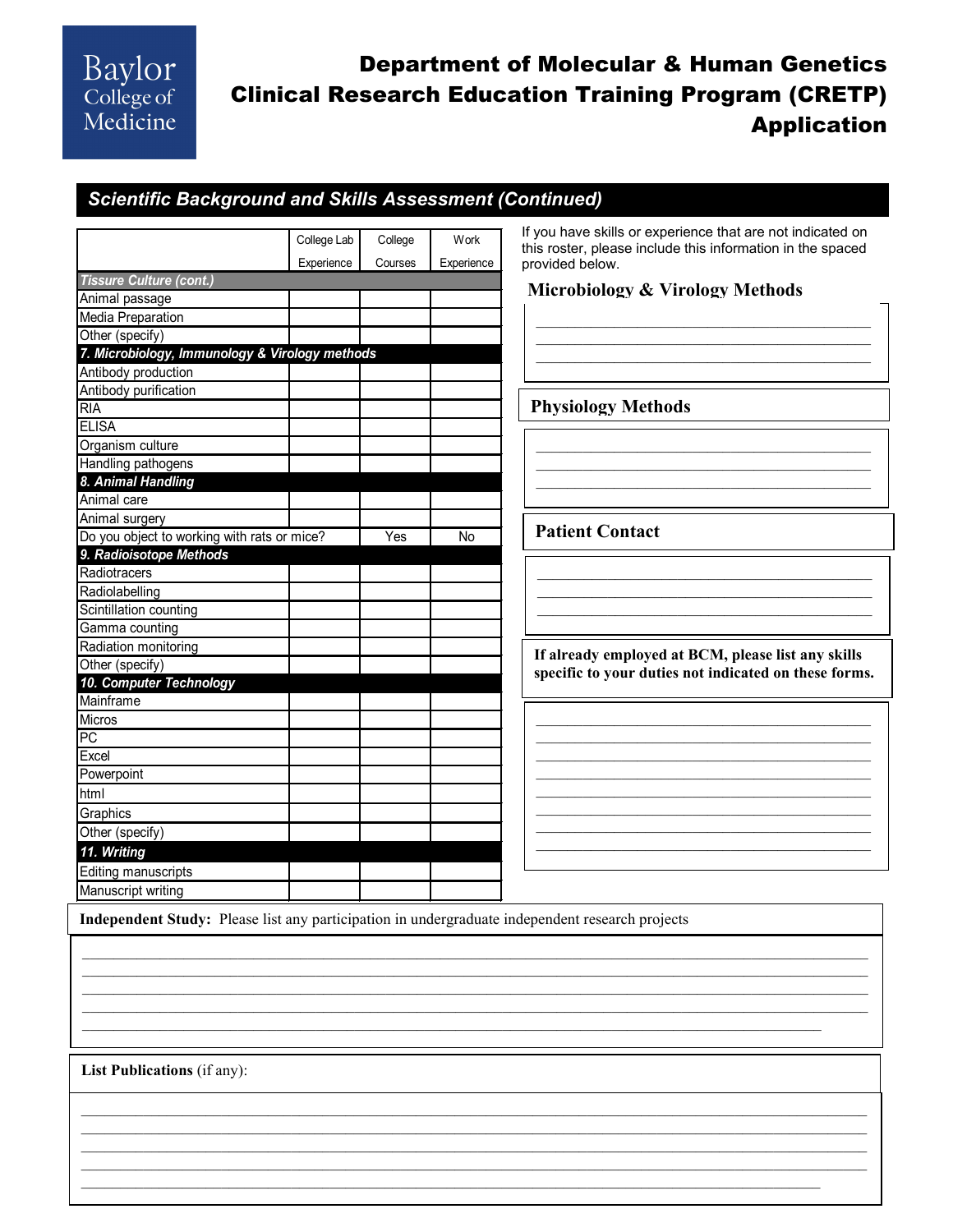# Department of Molecular & Human Genetics
# Clinical Research Education Training Program (CRETP) Application

## *Scientific Background and Skills Assessment (Continued)*

| | College Lab Experience | College Courses | Work Experience |
|---|---|---|---|
| ***Tissure Culture (cont.)*** | | | |
| Animal passage | | | |
| Media Preparation | | | |
| Other (specify) | | | |
| ***7. Microbiology, Immunology & Virology methods*** | | | |
| Antibody production | | | |
| Antibody purification | | | |
| RIA | | | |
| ELISA | | | |
| Organism culture | | | |
| Handling pathogens | | | |
| ***8. Animal Handling*** | | | |
| Animal care | | | |
| Animal surgery | | | |
| Do you object to working with rats or mice? | | Yes | No |
| ***9. Radioisotope Methods*** | | | |
| Radiotracers | | | |
| Radiolabelling | | | |
| Scintillation counting | | | |
| Gamma counting | | | |
| Radiation monitoring | | | |
| Other (specify) | | | |
| ***10. Computer Technology*** | | | |
| Mainframe | | | |
| Micros | | | |
| PC | | | |
| Excel | | | |
| Powerpoint | | | |
| html | | | |
| Graphics | | | |
| Other (specify) | | | |
| ***11. Writing*** | | | |
| Editing manuscripts | | | |
| Manuscript writing | | | |

If you have skills or experience that are not indicated on this roster, please include this information in the spaced provided below.

**Microbiology & Virology Methods**

______________________________________________
______________________________________________
______________________________________________

**Physiology Methods**

______________________________________________
______________________________________________
______________________________________________

**Patient Contact**

______________________________________________
______________________________________________
______________________________________________

**If already employed at BCM, please list any skills specific to your duties not indicated on these forms.**

______________________________________________
______________________________________________
______________________________________________
______________________________________________
______________________________________________
______________________________________________
______________________________________________
______________________________________________

**Independent Study:** Please list any participation in undergraduate independent research projects

______________________________________________________________________________________________
______________________________________________________________________________________________
______________________________________________________________________________________________
______________________________________________________________________________________________
______________________________________________________________________________________________

**List Publications** (if any):

______________________________________________________________________________________________
______________________________________________________________________________________________
______________________________________________________________________________________________
______________________________________________________________________________________________
______________________________________________________________________________________________